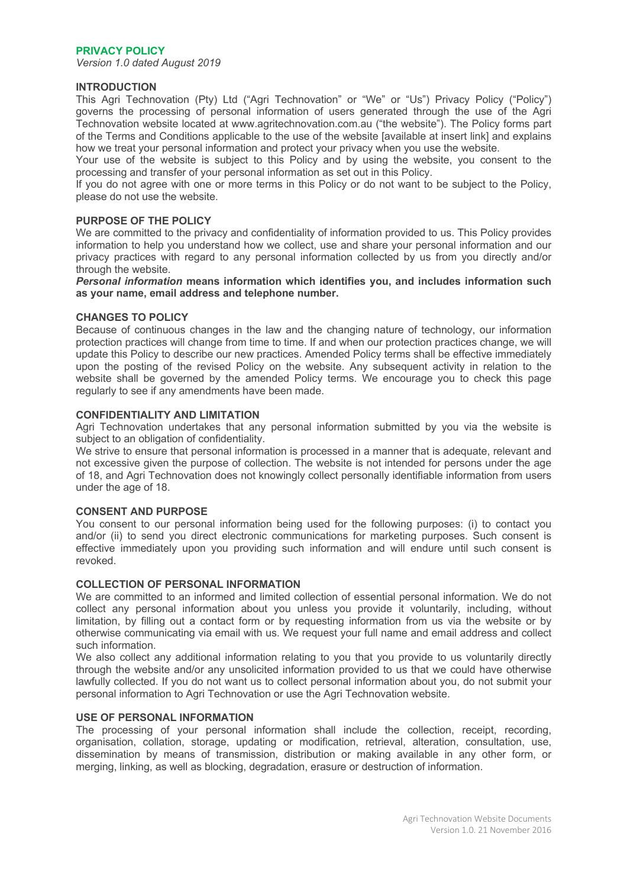# PRIVACY POLICY

*Version 1.0 dated August 2019*

## INTRODUCTION

This Agri Technovation (Pty) Ltd ("Agri Technovation" or "We" or "Us") Privacy Policy ("Policy") governs the processing of personal information of users generated through the use of the Agri Technovation website located at www.agritechnovation.com.au ("the website"). The Policy forms part of the Terms and Conditions applicable to the use of the website [available at insert link] and explains how we treat your personal information and protect your privacy when you use the website.

Your use of the website is subject to this Policy and by using the website, you consent to the processing and transfer of your personal information as set out in this Policy.

If you do not agree with one or more terms in this Policy or do not want to be subject to the Policy, please do not use the website.

## PURPOSE OF THE POLICY

We are committed to the privacy and confidentiality of information provided to us. This Policy provides information to help you understand how we collect, use and share your personal information and our privacy practices with regard to any personal information collected by us from you directly and/or through the website.

***Personal information*** **means information which identifies you, and includes information such as your name, email address and telephone number.**

## CHANGES TO POLICY

Because of continuous changes in the law and the changing nature of technology, our information protection practices will change from time to time. If and when our protection practices change, we will update this Policy to describe our new practices. Amended Policy terms shall be effective immediately upon the posting of the revised Policy on the website. Any subsequent activity in relation to the website shall be governed by the amended Policy terms. We encourage you to check this page regularly to see if any amendments have been made.

## CONFIDENTIALITY AND LIMITATION

Agri Technovation undertakes that any personal information submitted by you via the website is subject to an obligation of confidentiality.

We strive to ensure that personal information is processed in a manner that is adequate, relevant and not excessive given the purpose of collection. The website is not intended for persons under the age of 18, and Agri Technovation does not knowingly collect personally identifiable information from users under the age of 18.

## CONSENT AND PURPOSE

You consent to our personal information being used for the following purposes: (i) to contact you and/or (ii) to send you direct electronic communications for marketing purposes. Such consent is effective immediately upon you providing such information and will endure until such consent is revoked.

## COLLECTION OF PERSONAL INFORMATION

We are committed to an informed and limited collection of essential personal information. We do not collect any personal information about you unless you provide it voluntarily, including, without limitation, by filling out a contact form or by requesting information from us via the website or by otherwise communicating via email with us. We request your full name and email address and collect such information.

We also collect any additional information relating to you that you provide to us voluntarily directly through the website and/or any unsolicited information provided to us that we could have otherwise lawfully collected. If you do not want us to collect personal information about you, do not submit your personal information to Agri Technovation or use the Agri Technovation website.

## USE OF PERSONAL INFORMATION

The processing of your personal information shall include the collection, receipt, recording, organisation, collation, storage, updating or modification, retrieval, alteration, consultation, use, dissemination by means of transmission, distribution or making available in any other form, or merging, linking, as well as blocking, degradation, erasure or destruction of information.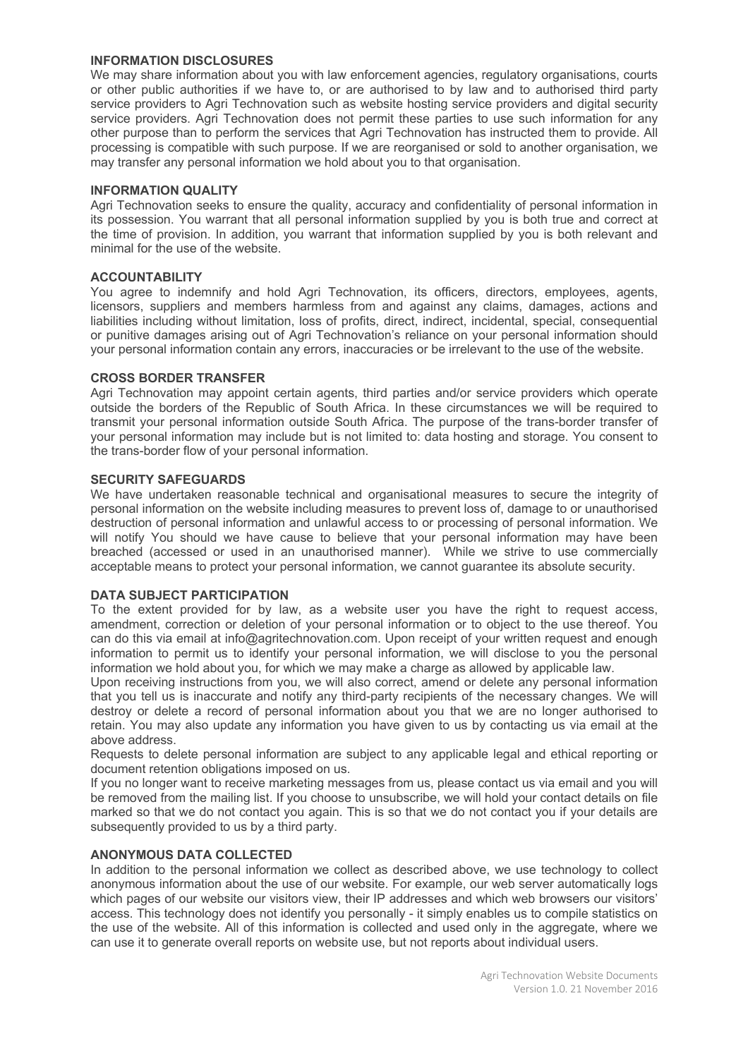## INFORMATION DISCLOSURES

We may share information about you with law enforcement agencies, regulatory organisations, courts or other public authorities if we have to, or are authorised to by law and to authorised third party service providers to Agri Technovation such as website hosting service providers and digital security service providers. Agri Technovation does not permit these parties to use such information for any other purpose than to perform the services that Agri Technovation has instructed them to provide. All processing is compatible with such purpose. If we are reorganised or sold to another organisation, we may transfer any personal information we hold about you to that organisation.

## INFORMATION QUALITY

Agri Technovation seeks to ensure the quality, accuracy and confidentiality of personal information in its possession. You warrant that all personal information supplied by you is both true and correct at the time of provision. In addition, you warrant that information supplied by you is both relevant and minimal for the use of the website.

## ACCOUNTABILITY

You agree to indemnify and hold Agri Technovation, its officers, directors, employees, agents, licensors, suppliers and members harmless from and against any claims, damages, actions and liabilities including without limitation, loss of profits, direct, indirect, incidental, special, consequential or punitive damages arising out of Agri Technovation's reliance on your personal information should your personal information contain any errors, inaccuracies or be irrelevant to the use of the website.

## CROSS BORDER TRANSFER

Agri Technovation may appoint certain agents, third parties and/or service providers which operate outside the borders of the Republic of South Africa. In these circumstances we will be required to transmit your personal information outside South Africa. The purpose of the trans-border transfer of your personal information may include but is not limited to: data hosting and storage. You consent to the trans-border flow of your personal information.

## SECURITY SAFEGUARDS

We have undertaken reasonable technical and organisational measures to secure the integrity of personal information on the website including measures to prevent loss of, damage to or unauthorised destruction of personal information and unlawful access to or processing of personal information. We will notify You should we have cause to believe that your personal information may have been breached (accessed or used in an unauthorised manner). While we strive to use commercially acceptable means to protect your personal information, we cannot guarantee its absolute security.

## DATA SUBJECT PARTICIPATION

To the extent provided for by law, as a website user you have the right to request access, amendment, correction or deletion of your personal information or to object to the use thereof. You can do this via email at info@agritechnovation.com. Upon receipt of your written request and enough information to permit us to identify your personal information, we will disclose to you the personal information we hold about you, for which we may make a charge as allowed by applicable law.

Upon receiving instructions from you, we will also correct, amend or delete any personal information that you tell us is inaccurate and notify any third-party recipients of the necessary changes. We will destroy or delete a record of personal information about you that we are no longer authorised to retain. You may also update any information you have given to us by contacting us via email at the above address.

Requests to delete personal information are subject to any applicable legal and ethical reporting or document retention obligations imposed on us.

If you no longer want to receive marketing messages from us, please contact us via email and you will be removed from the mailing list. If you choose to unsubscribe, we will hold your contact details on file marked so that we do not contact you again. This is so that we do not contact you if your details are subsequently provided to us by a third party.

## ANONYMOUS DATA COLLECTED

In addition to the personal information we collect as described above, we use technology to collect anonymous information about the use of our website. For example, our web server automatically logs which pages of our website our visitors view, their IP addresses and which web browsers our visitors' access. This technology does not identify you personally - it simply enables us to compile statistics on the use of the website. All of this information is collected and used only in the aggregate, where we can use it to generate overall reports on website use, but not reports about individual users.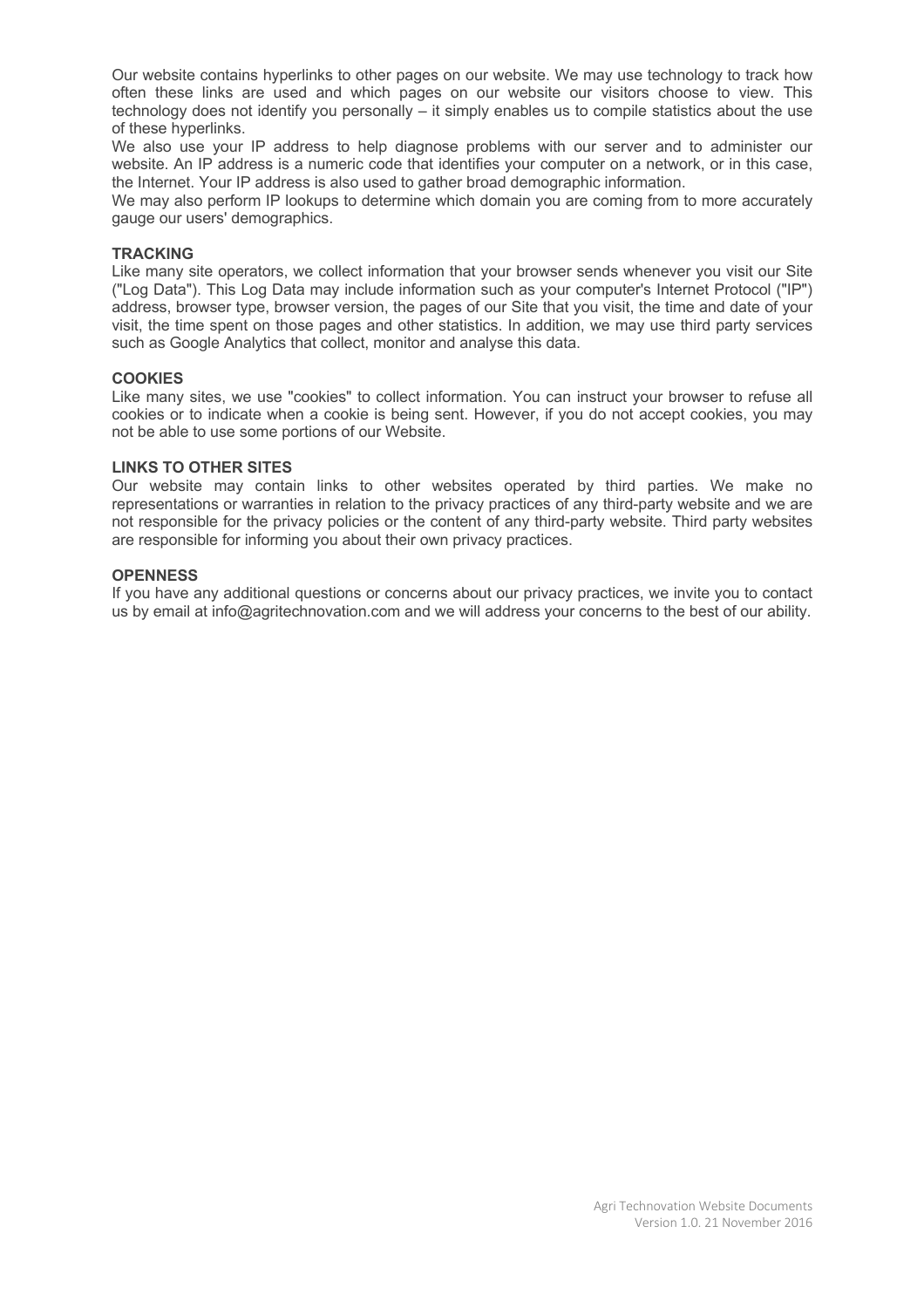Our website contains hyperlinks to other pages on our website. We may use technology to track how often these links are used and which pages on our website our visitors choose to view. This technology does not identify you personally – it simply enables us to compile statistics about the use of these hyperlinks.

We also use your IP address to help diagnose problems with our server and to administer our website. An IP address is a numeric code that identifies your computer on a network, or in this case, the Internet. Your IP address is also used to gather broad demographic information.

We may also perform IP lookups to determine which domain you are coming from to more accurately gauge our users' demographics.

**TRACKING**

Like many site operators, we collect information that your browser sends whenever you visit our Site ("Log Data"). This Log Data may include information such as your computer's Internet Protocol ("IP") address, browser type, browser version, the pages of our Site that you visit, the time and date of your visit, the time spent on those pages and other statistics. In addition, we may use third party services such as Google Analytics that collect, monitor and analyse this data.

**COOKIES**

Like many sites, we use "cookies" to collect information. You can instruct your browser to refuse all cookies or to indicate when a cookie is being sent. However, if you do not accept cookies, you may not be able to use some portions of our Website.

**LINKS TO OTHER SITES**

Our website may contain links to other websites operated by third parties. We make no representations or warranties in relation to the privacy practices of any third-party website and we are not responsible for the privacy policies or the content of any third-party website. Third party websites are responsible for informing you about their own privacy practices.

**OPENNESS**

If you have any additional questions or concerns about our privacy practices, we invite you to contact us by email at info@agritechnovation.com and we will address your concerns to the best of our ability.